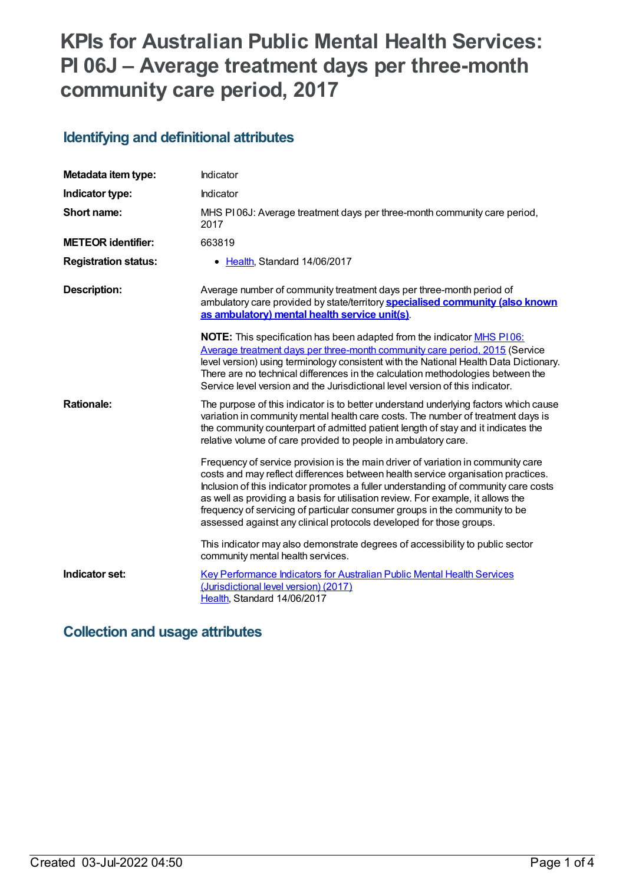# KPIs for Australian Public Mental Health Services: PI 06J – Average treatment days per three-month community care period, 2017

## Identifying and definitional attributes

| | |
|---|---|
| **Metadata item type:** | Indicator |
| **Indicator type:** | Indicator |
| **Short name:** | MHS PI 06J: Average treatment days per three-month community care period, 2017 |
| **METEOR identifier:** | 663819 |
| **Registration status:** | • Health, Standard 14/06/2017 |
| **Description:** | Average number of community treatment days per three-month period of ambulatory care provided by state/territory **specialised community (also known as ambulatory) mental health service unit(s)**.<br><br>**NOTE:** This specification has been adapted from the indicator MHS PI 06: Average treatment days per three-month community care period, 2015 (Service level version) using terminology consistent with the National Health Data Dictionary. There are no technical differences in the calculation methodologies between the Service level version and the Jurisdictional level version of this indicator. |
| **Rationale:** | The purpose of this indicator is to better understand underlying factors which cause variation in community mental health care costs. The number of treatment days is the community counterpart of admitted patient length of stay and it indicates the relative volume of care provided to people in ambulatory care.<br><br>Frequency of service provision is the main driver of variation in community care costs and may reflect differences between health service organisation practices. Inclusion of this indicator promotes a fuller understanding of community care costs as well as providing a basis for utilisation review. For example, it allows the frequency of servicing of particular consumer groups in the community to be assessed against any clinical protocols developed for those groups.<br><br>This indicator may also demonstrate degrees of accessibility to public sector community mental health services. |
| **Indicator set:** | Key Performance Indicators for Australian Public Mental Health Services (Jurisdictional level version) (2017)<br>Health, Standard 14/06/2017 |

## Collection and usage attributes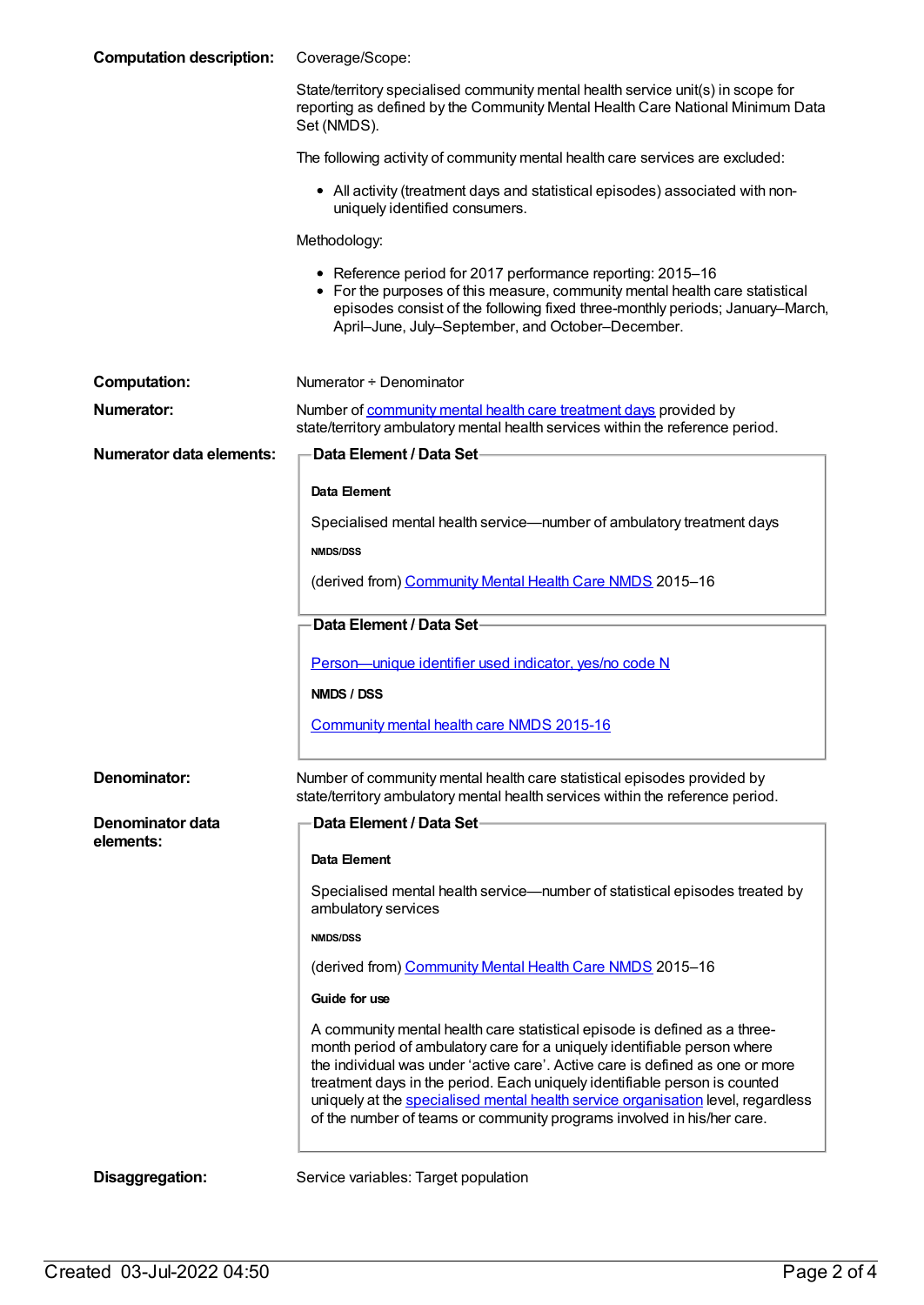**Computation description:**

Coverage/Scope:

State/territory specialised community mental health service unit(s) in scope for reporting as defined by the Community Mental Health Care National Minimum Data Set (NMDS).

The following activity of community mental health care services are excluded:

- All activity (treatment days and statistical episodes) associated with non-uniquely identified consumers.

Methodology:

- Reference period for 2017 performance reporting: 2015–16
- For the purposes of this measure, community mental health care statistical episodes consist of the following fixed three-monthly periods; January–March, April–June, July–September, and October–December.

**Computation:**

Numerator ÷ Denominator

**Numerator:**

Number of community mental health care treatment days provided by state/territory ambulatory mental health services within the reference period.

**Numerator data elements:**

**Data Element / Data Set**

**Data Element**

Specialised mental health service—number of ambulatory treatment days

**NMDS/DSS**

(derived from) Community Mental Health Care NMDS 2015–16

**Data Element / Data Set**

Person—unique identifier used indicator, yes/no code N

**NMDS / DSS**

Community mental health care NMDS 2015-16

**Denominator:**

Number of community mental health care statistical episodes provided by state/territory ambulatory mental health services within the reference period.

**Denominator data elements:**

**Data Element / Data Set**

**Data Element**

Specialised mental health service—number of statistical episodes treated by ambulatory services

**NMDS/DSS**

(derived from) Community Mental Health Care NMDS 2015–16

**Guide for use**

A community mental health care statistical episode is defined as a three-month period of ambulatory care for a uniquely identifiable person where the individual was under 'active care'. Active care is defined as one or more treatment days in the period. Each uniquely identifiable person is counted uniquely at the specialised mental health service organisation level, regardless of the number of teams or community programs involved in his/her care.

**Disaggregation:**

Service variables: Target population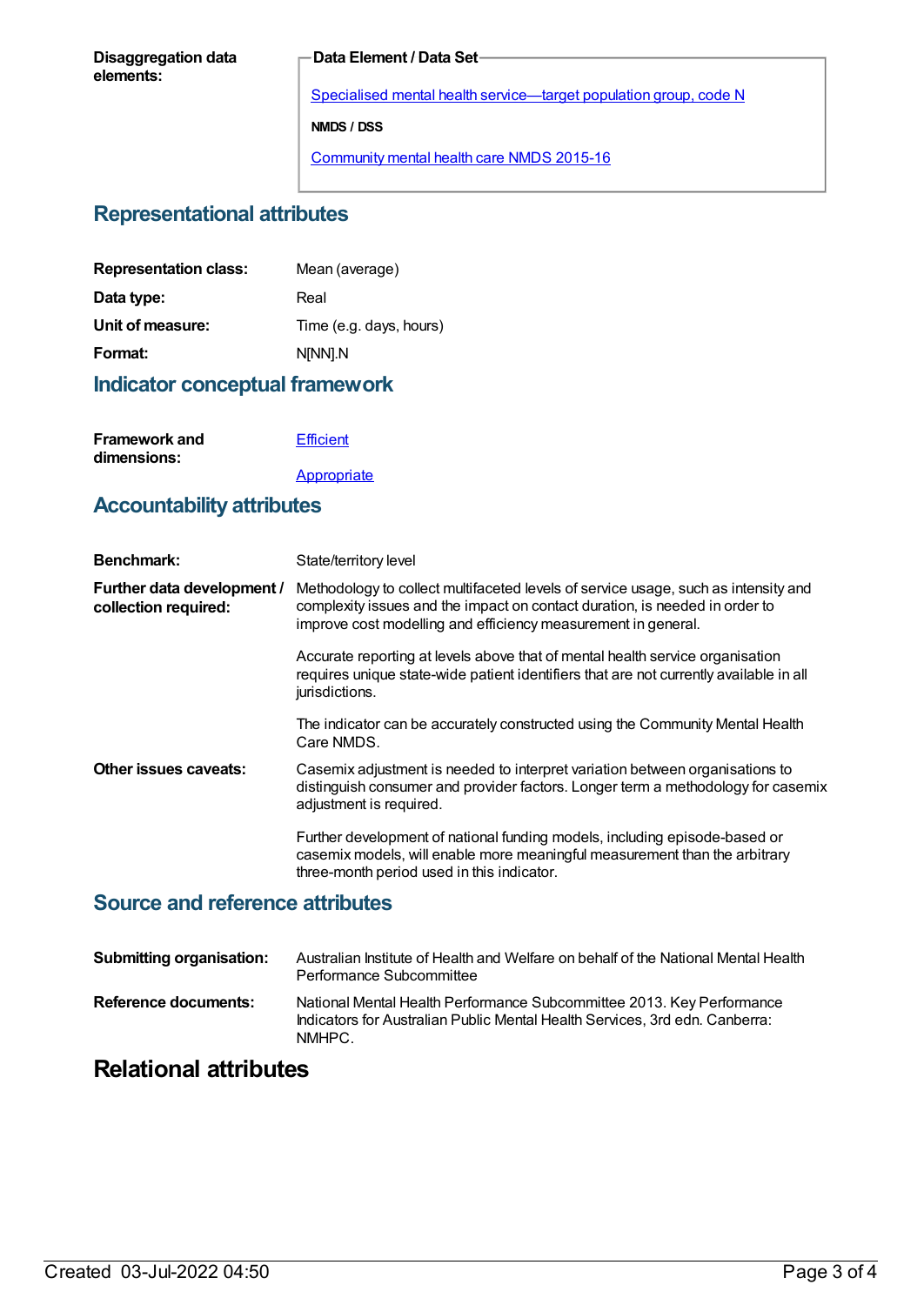**Disaggregation data elements:**

**Data Element / Data Set**

Specialised mental health service—target population group, code N

**NMDS / DSS**

Community mental health care NMDS 2015-16

## Representational attributes

| | |
|---|---|
| **Representation class:** | Mean (average) |
| **Data type:** | Real |
| **Unit of measure:** | Time (e.g. days, hours) |
| **Format:** | N[NN].N |

## Indicator conceptual framework

**Framework and dimensions:**

Efficient

Appropriate

## Accountability attributes

**Benchmark:** State/territory level

**Further data development / collection required:**

Methodology to collect multifaceted levels of service usage, such as intensity and complexity issues and the impact on contact duration, is needed in order to improve cost modelling and efficiency measurement in general.

Accurate reporting at levels above that of mental health service organisation requires unique state-wide patient identifiers that are not currently available in all jurisdictions.

The indicator can be accurately constructed using the Community Mental Health Care NMDS.

**Other issues caveats:**

Casemix adjustment is needed to interpret variation between organisations to distinguish consumer and provider factors. Longer term a methodology for casemix adjustment is required.

Further development of national funding models, including episode-based or casemix models, will enable more meaningful measurement than the arbitrary three-month period used in this indicator.

## Source and reference attributes

**Submitting organisation:** Australian Institute of Health and Welfare on behalf of the National Mental Health Performance Subcommittee

**Reference documents:** National Mental Health Performance Subcommittee 2013. Key Performance Indicators for Australian Public Mental Health Services, 3rd edn. Canberra: NMHPC.

# Relational attributes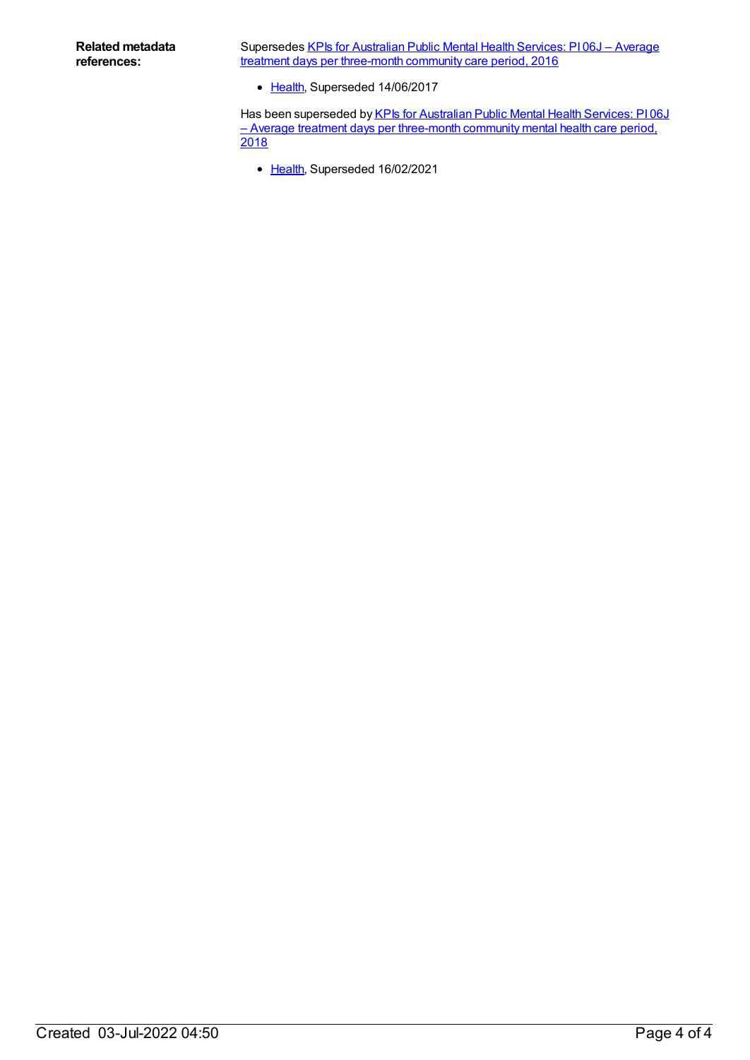**Related metadata references:**

Supersedes KPIs for Australian Public Mental Health Services: PI 06J – Average treatment days per three-month community care period, 2016

- Health, Superseded 14/06/2017

Has been superseded by KPIs for Australian Public Mental Health Services: PI 06J – Average treatment days per three-month community mental health care period, 2018

- Health, Superseded 16/02/2021